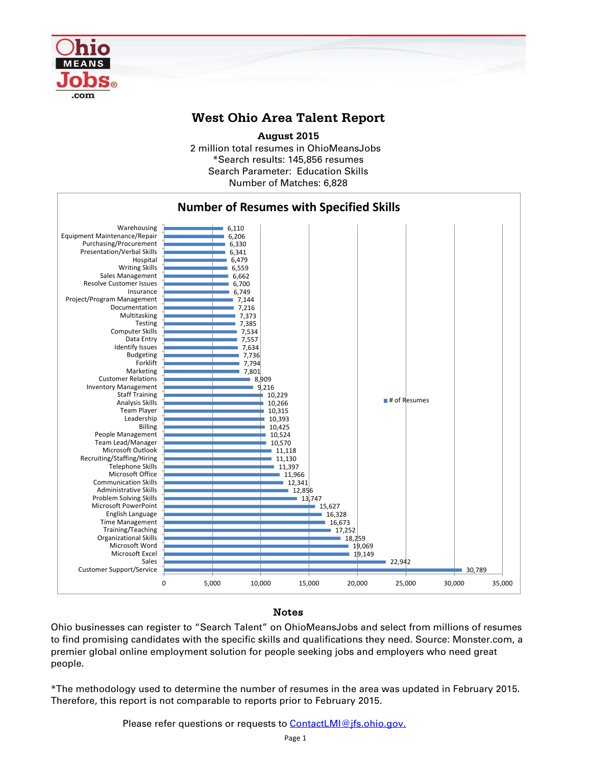Ohio MEANS Jobs.com

# West Ohio Area Talent Report

**August 2015**

2 million total resumes in OhioMeansJobs
*Search results: 145,856 resumes
Search Parameter: Education Skills
Number of Matches: 6,828

## Number of Resumes with Specified Skills

| Skill | # of Resumes |
|---|---|
| Warehousing | 6,110 |
| Equipment Maintenance/Repair | 6,206 |
| Purchasing/Procurement | 6,330 |
| Presentation/Verbal Skills | 6,341 |
| Hospital | 6,479 |
| Writing Skills | 6,559 |
| Sales Management | 6,662 |
| Resolve Customer Issues | 6,700 |
| Insurance | 6,749 |
| Project/Program Management | 7,144 |
| Documentation | 7,216 |
| Multitasking | 7,373 |
| Testing | 7,385 |
| Computer Skills | 7,534 |
| Data Entry | 7,557 |
| Identify Issues | 7,634 |
| Budgeting | 7,736 |
| Forklift | 7,794 |
| Marketing | 7,801 |
| Customer Relations | 8,909 |
| Inventory Management | 9,216 |
| Staff Training | 10,229 |
| Analysis Skills | 10,266 |
| Team Player | 10,315 |
| Leadership | 10,393 |
| Billing | 10,425 |
| People Management | 10,524 |
| Team Lead/Manager | 10,570 |
| Microsoft Outlook | 11,118 |
| Recruiting/Staffing/Hiring | 11,130 |
| Telephone Skills | 11,397 |
| Microsoft Office | 11,966 |
| Communication Skills | 12,341 |
| Administrative Skills | 12,856 |
| Problem Solving Skills | 13,747 |
| Microsoft PowerPoint | 15,627 |
| English Language | 16,328 |
| Time Management | 16,673 |
| Training/Teaching | 17,252 |
| Organizational Skills | 18,259 |
| Microsoft Word | 19,069 |
| Microsoft Excel | 19,149 |
| Sales | 22,942 |
| Customer Support/Service | 30,789 |

### Notes

Ohio businesses can register to "Search Talent" on OhioMeansJobs and select from millions of resumes to find promising candidates with the specific skills and qualifications they need. Source: Monster.com, a premier global online employment solution for people seeking jobs and employers who need great people.

*The methodology used to determine the number of resumes in the area was updated in February 2015. Therefore, this report is not comparable to reports prior to February 2015.

Please refer questions or requests to ContactLMI@jfs.ohio.gov.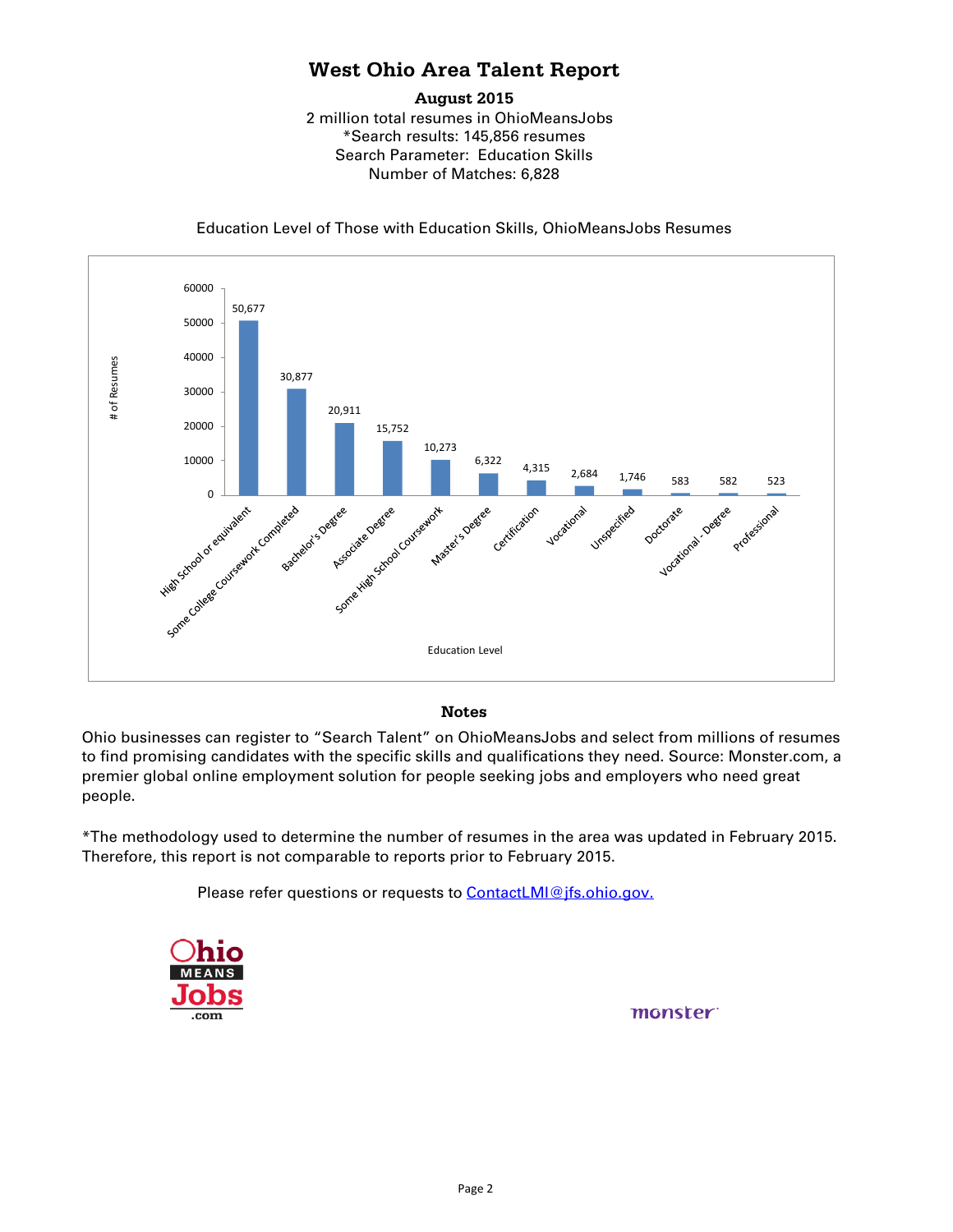# West Ohio Area Talent Report

**August 2015**

2 million total resumes in OhioMeansJobs
*Search results: 145,856 resumes
Search Parameter: Education Skills
Number of Matches: 6,828

Education Level of Those with Education Skills, OhioMeansJobs Resumes

# of Resumes

60000
50000
40000
30000
20000
10000
0

50,677
30,877
20,911
15,752
10,273
6,322
4,315
2,684
1,746
583
582
523

High School or equivalent
Some College Coursework Completed
Bachelor's Degree
Associate Degree
Some High School Coursework
Master's Degree
Certification
Vocational
Unspecified
Doctorate
Vocational - Degree
Professional

Education Level

**Notes**

Ohio businesses can register to "Search Talent" on OhioMeansJobs and select from millions of resumes to find promising candidates with the specific skills and qualifications they need. Source: Monster.com, a premier global online employment solution for people seeking jobs and employers who need great people.

*The methodology used to determine the number of resumes in the area was updated in February 2015. Therefore, this report is not comparable to reports prior to February 2015.

Please refer questions or requests to [ContactLMI@jfs.ohio.gov.](mailto:ContactLMI@jfs.ohio.gov)

Ohio MEANS Jobs .com

monster